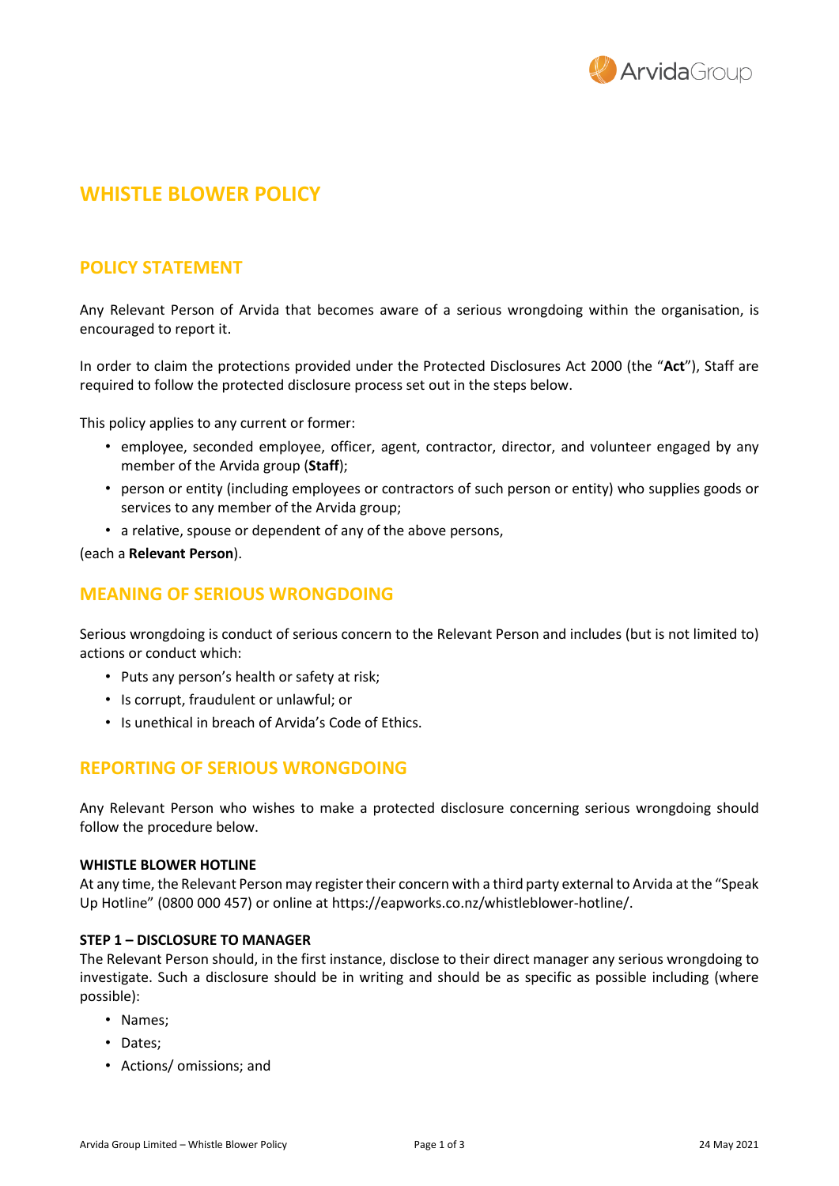# WHISTLE BLOWER POLICY

## POLICY STATEMENT

Any Relevant Person of Arvida that becomes aware of a serious wrongdoing within the organisation, is encouraged to report it.

In order to claim the protections provided under the Protected Disclosures Act 2000 (the "**Act**"), Staff are required to follow the protected disclosure process set out in the steps below.

This policy applies to any current or former:

- employee, seconded employee, officer, agent, contractor, director, and volunteer engaged by any member of the Arvida group (**Staff**);
- person or entity (including employees or contractors of such person or entity) who supplies goods or services to any member of the Arvida group;
- a relative, spouse or dependent of any of the above persons,

(each a **Relevant Person**).

## MEANING OF SERIOUS WRONGDOING

Serious wrongdoing is conduct of serious concern to the Relevant Person and includes (but is not limited to) actions or conduct which:

- Puts any person's health or safety at risk;
- Is corrupt, fraudulent or unlawful; or
- Is unethical in breach of Arvida's Code of Ethics.

## REPORTING OF SERIOUS WRONGDOING

Any Relevant Person who wishes to make a protected disclosure concerning serious wrongdoing should follow the procedure below.

**WHISTLE BLOWER HOTLINE**

At any time, the Relevant Person may register their concern with a third party external to Arvida at the "Speak Up Hotline" (0800 000 457) or online at https://eapworks.co.nz/whistleblower-hotline/.

**STEP 1 – DISCLOSURE TO MANAGER**

The Relevant Person should, in the first instance, disclose to their direct manager any serious wrongdoing to investigate. Such a disclosure should be in writing and should be as specific as possible including (where possible):

- Names;
- Dates;
- Actions/ omissions; and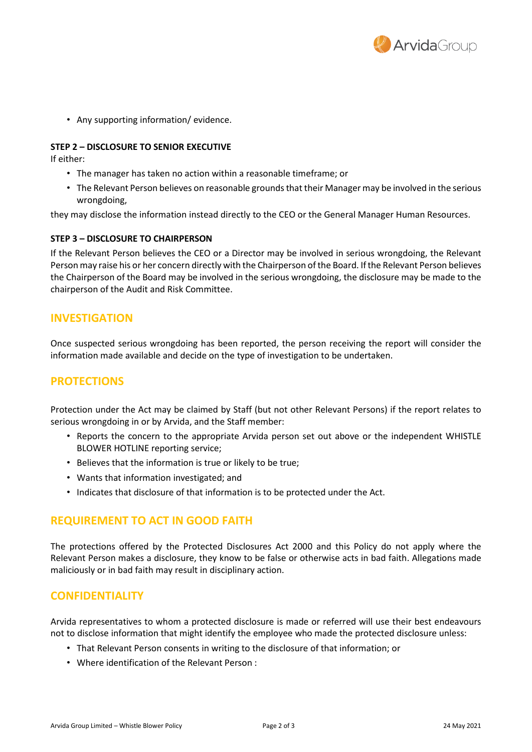- Any supporting information/ evidence.

**STEP 2 – DISCLOSURE TO SENIOR EXECUTIVE**

If either:

- The manager has taken no action within a reasonable timeframe; or
- The Relevant Person believes on reasonable grounds that their Manager may be involved in the serious wrongdoing,

they may disclose the information instead directly to the CEO or the General Manager Human Resources.

**STEP 3 – DISCLOSURE TO CHAIRPERSON**

If the Relevant Person believes the CEO or a Director may be involved in serious wrongdoing, the Relevant Person may raise his or her concern directly with the Chairperson of the Board. If the Relevant Person believes the Chairperson of the Board may be involved in the serious wrongdoing, the disclosure may be made to the chairperson of the Audit and Risk Committee.

## INVESTIGATION

Once suspected serious wrongdoing has been reported, the person receiving the report will consider the information made available and decide on the type of investigation to be undertaken.

## PROTECTIONS

Protection under the Act may be claimed by Staff (but not other Relevant Persons) if the report relates to serious wrongdoing in or by Arvida, and the Staff member:

- Reports the concern to the appropriate Arvida person set out above or the independent WHISTLE BLOWER HOTLINE reporting service;
- Believes that the information is true or likely to be true;
- Wants that information investigated; and
- Indicates that disclosure of that information is to be protected under the Act.

## REQUIREMENT TO ACT IN GOOD FAITH

The protections offered by the Protected Disclosures Act 2000 and this Policy do not apply where the Relevant Person makes a disclosure, they know to be false or otherwise acts in bad faith. Allegations made maliciously or in bad faith may result in disciplinary action.

## CONFIDENTIALITY

Arvida representatives to whom a protected disclosure is made or referred will use their best endeavours not to disclose information that might identify the employee who made the protected disclosure unless:

- That Relevant Person consents in writing to the disclosure of that information; or
- Where identification of the Relevant Person :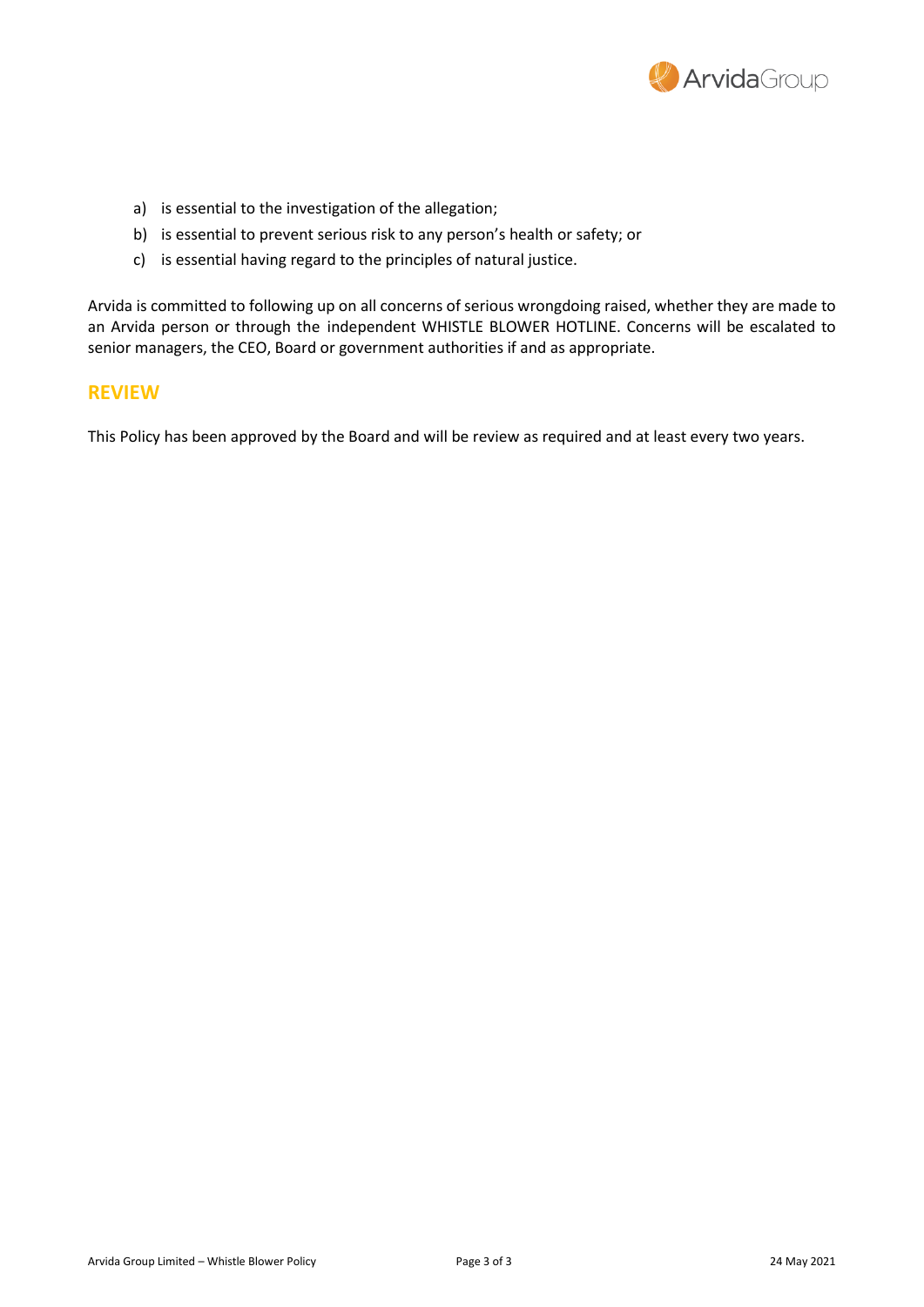a) is essential to the investigation of the allegation;
b) is essential to prevent serious risk to any person's health or safety; or
c) is essential having regard to the principles of natural justice.

Arvida is committed to following up on all concerns of serious wrongdoing raised, whether they are made to an Arvida person or through the independent WHISTLE BLOWER HOTLINE. Concerns will be escalated to senior managers, the CEO, Board or government authorities if and as appropriate.

## REVIEW

This Policy has been approved by the Board and will be review as required and at least every two years.